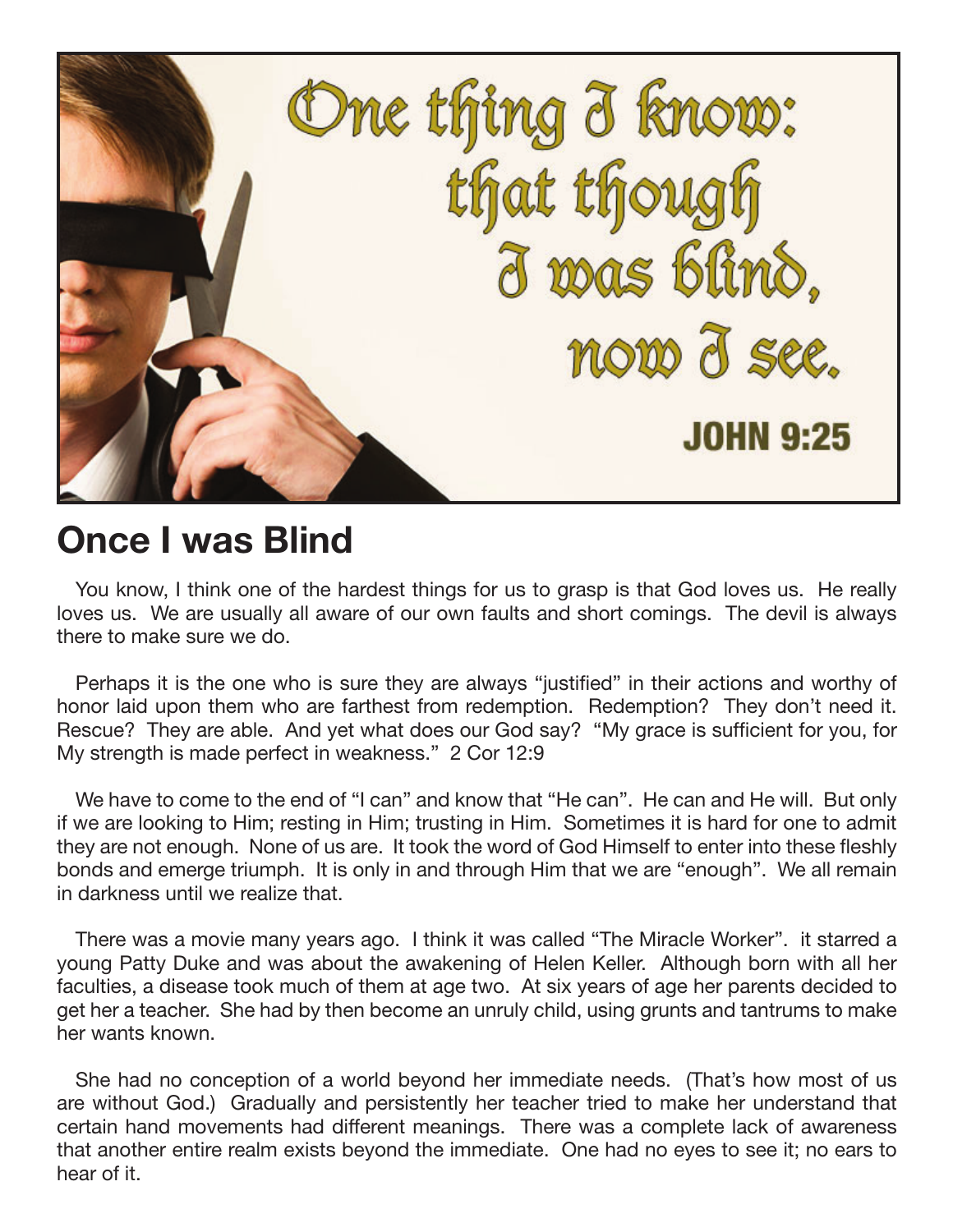One thing I know: that though I was blind, now I see.

JOHN 9:25

# Once I was Blind

You know, I think one of the hardest things for us to grasp is that God loves us. He really loves us. We are usually all aware of our own faults and short comings. The devil is always there to make sure we do.

Perhaps it is the one who is sure they are always "justified" in their actions and worthy of honor laid upon them who are farthest from redemption. Redemption? They don't need it. Rescue? They are able. And yet what does our God say? "My grace is sufficient for you, for My strength is made perfect in weakness." 2 Cor 12:9

We have to come to the end of "I can" and know that "He can". He can and He will. But only if we are looking to Him; resting in Him; trusting in Him. Sometimes it is hard for one to admit they are not enough. None of us are. It took the word of God Himself to enter into these fleshly bonds and emerge triumph. It is only in and through Him that we are "enough". We all remain in darkness until we realize that.

There was a movie many years ago. I think it was called "The Miracle Worker". it starred a young Patty Duke and was about the awakening of Helen Keller. Although born with all her faculties, a disease took much of them at age two. At six years of age her parents decided to get her a teacher. She had by then become an unruly child, using grunts and tantrums to make her wants known.

She had no conception of a world beyond her immediate needs. (That's how most of us are without God.) Gradually and persistently her teacher tried to make her understand that certain hand movements had different meanings. There was a complete lack of awareness that another entire realm exists beyond the immediate. One had no eyes to see it; no ears to hear of it.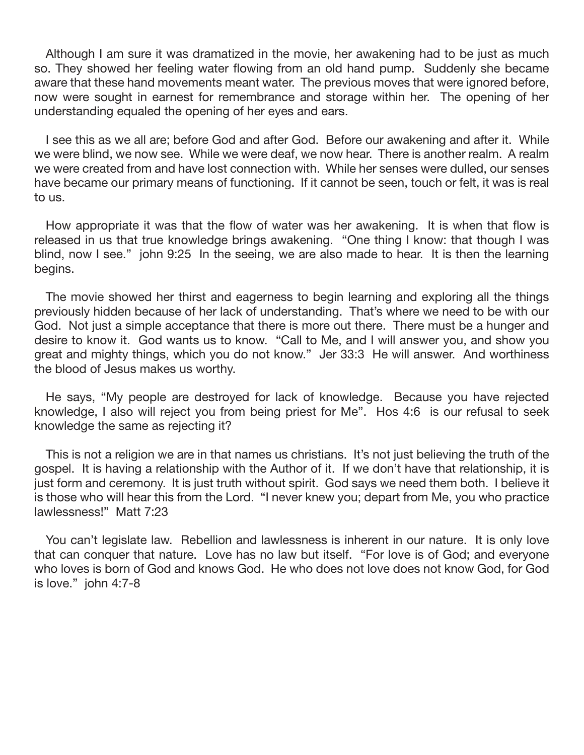Although I am sure it was dramatized in the movie, her awakening had to be just as much so. They showed her feeling water flowing from an old hand pump. Suddenly she became aware that these hand movements meant water. The previous moves that were ignored before, now were sought in earnest for remembrance and storage within her. The opening of her understanding equaled the opening of her eyes and ears.

I see this as we all are; before God and after God. Before our awakening and after it. While we were blind, we now see. While we were deaf, we now hear. There is another realm. A realm we were created from and have lost connection with. While her senses were dulled, our senses have became our primary means of functioning. If it cannot be seen, touch or felt, it was is real to us.

How appropriate it was that the flow of water was her awakening. It is when that flow is released in us that true knowledge brings awakening. "One thing I know: that though I was blind, now I see." john 9:25 In the seeing, we are also made to hear. It is then the learning begins.

The movie showed her thirst and eagerness to begin learning and exploring all the things previously hidden because of her lack of understanding. That's where we need to be with our God. Not just a simple acceptance that there is more out there. There must be a hunger and desire to know it. God wants us to know. "Call to Me, and I will answer you, and show you great and mighty things, which you do not know." Jer 33:3 He will answer. And worthiness the blood of Jesus makes us worthy.

He says, "My people are destroyed for lack of knowledge. Because you have rejected knowledge, I also will reject you from being priest for Me". Hos 4:6 is our refusal to seek knowledge the same as rejecting it?

This is not a religion we are in that names us christians. It's not just believing the truth of the gospel. It is having a relationship with the Author of it. If we don't have that relationship, it is just form and ceremony. It is just truth without spirit. God says we need them both. I believe it is those who will hear this from the Lord. "I never knew you; depart from Me, you who practice lawlessness!" Matt 7:23

You can't legislate law. Rebellion and lawlessness is inherent in our nature. It is only love that can conquer that nature. Love has no law but itself. "For love is of God; and everyone who loves is born of God and knows God. He who does not love does not know God, for God is love." john 4:7-8